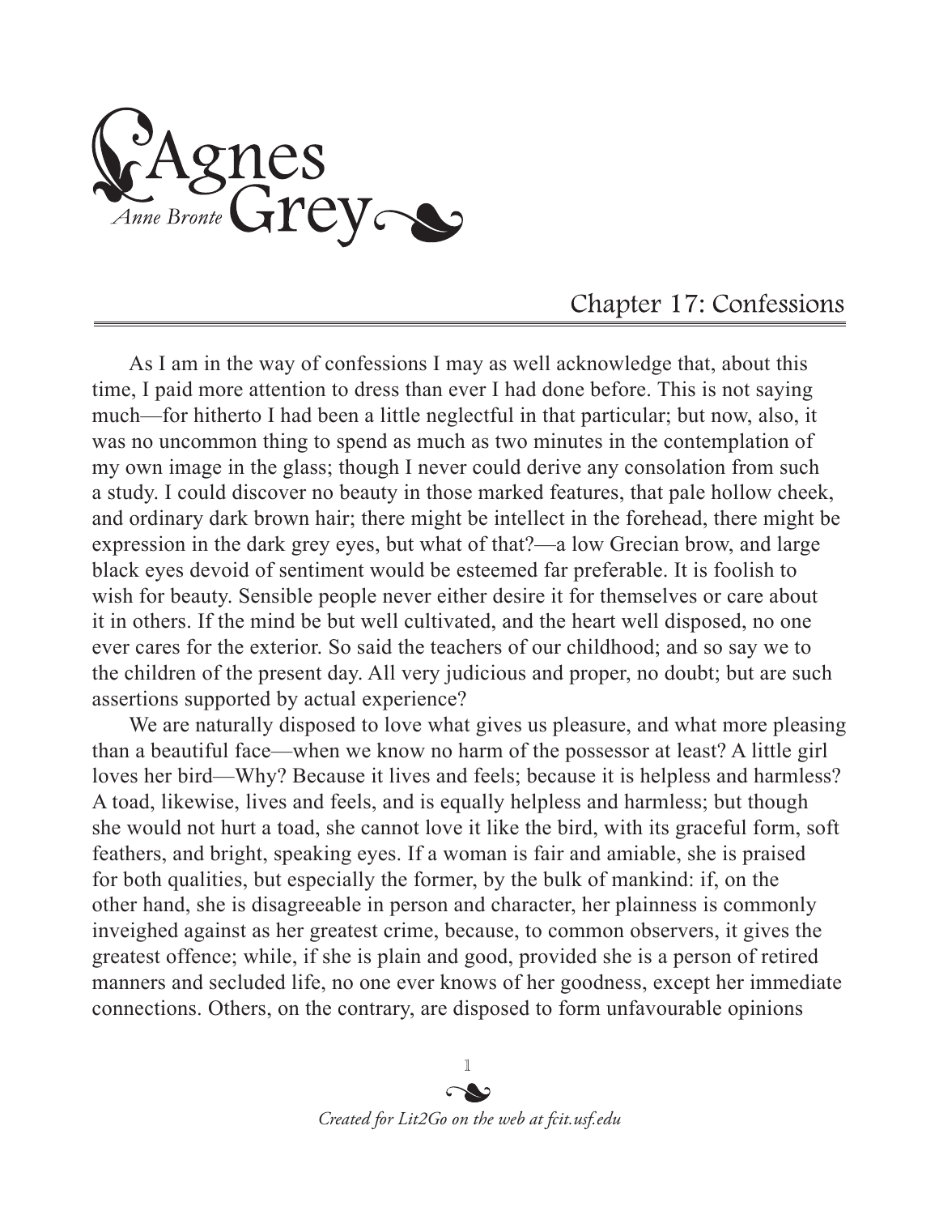# Agnes Grey

*Anne Bronte*

## Chapter 17: Confessions

As I am in the way of confessions I may as well acknowledge that, about this time, I paid more attention to dress than ever I had done before. This is not saying much—for hitherto I had been a little neglectful in that particular; but now, also, it was no uncommon thing to spend as much as two minutes in the contemplation of my own image in the glass; though I never could derive any consolation from such a study. I could discover no beauty in those marked features, that pale hollow cheek, and ordinary dark brown hair; there might be intellect in the forehead, there might be expression in the dark grey eyes, but what of that?—a low Grecian brow, and large black eyes devoid of sentiment would be esteemed far preferable. It is foolish to wish for beauty. Sensible people never either desire it for themselves or care about it in others. If the mind be but well cultivated, and the heart well disposed, no one ever cares for the exterior. So said the teachers of our childhood; and so say we to the children of the present day. All very judicious and proper, no doubt; but are such assertions supported by actual experience?

We are naturally disposed to love what gives us pleasure, and what more pleasing than a beautiful face—when we know no harm of the possessor at least? A little girl loves her bird—Why? Because it lives and feels; because it is helpless and harmless? A toad, likewise, lives and feels, and is equally helpless and harmless; but though she would not hurt a toad, she cannot love it like the bird, with its graceful form, soft feathers, and bright, speaking eyes. If a woman is fair and amiable, she is praised for both qualities, but especially the former, by the bulk of mankind: if, on the other hand, she is disagreeable in person and character, her plainness is commonly inveighed against as her greatest crime, because, to common observers, it gives the greatest offence; while, if she is plain and good, provided she is a person of retired manners and secluded life, no one ever knows of her goodness, except her immediate connections. Others, on the contrary, are disposed to form unfavourable opinions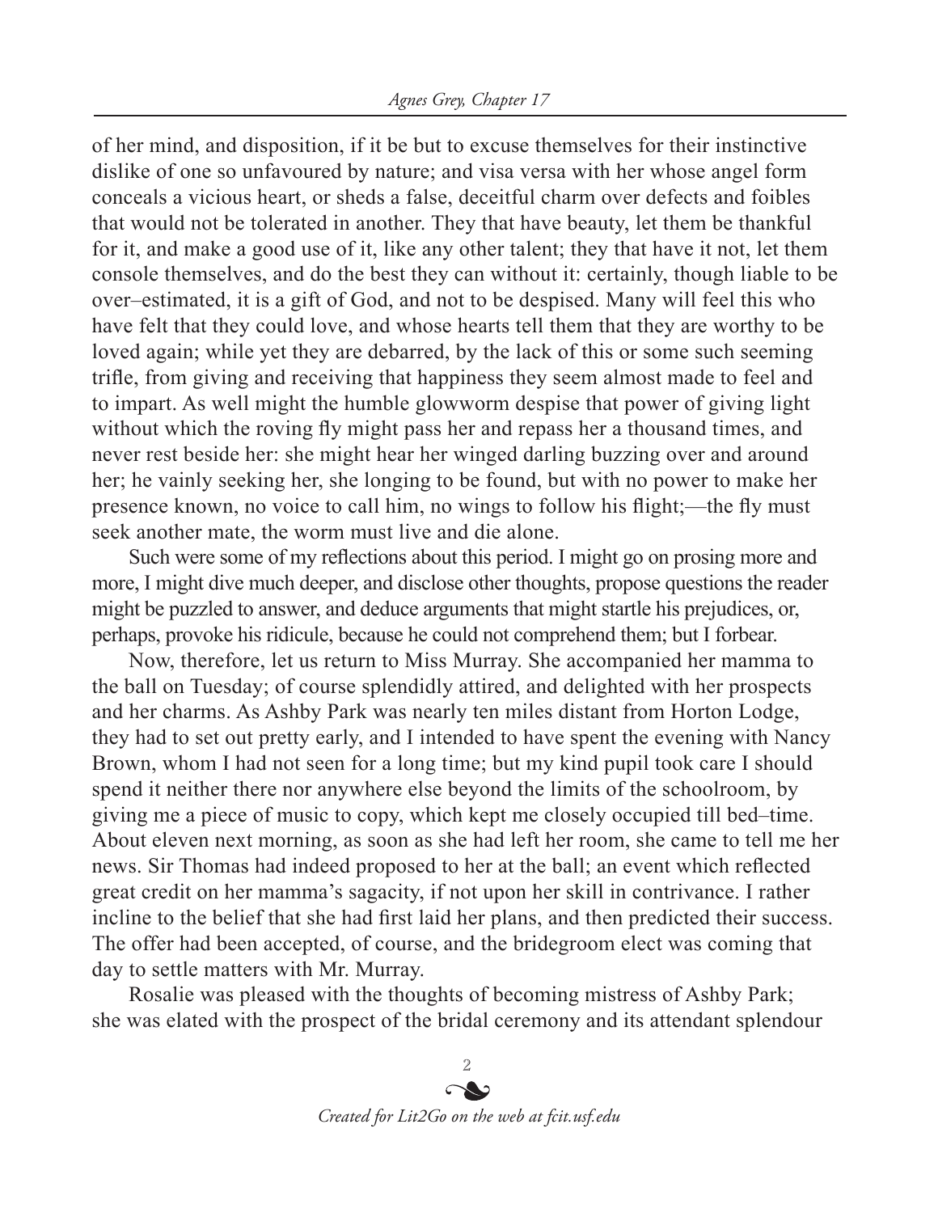of her mind, and disposition, if it be but to excuse themselves for their instinctive dislike of one so unfavoured by nature; and visa versa with her whose angel form conceals a vicious heart, or sheds a false, deceitful charm over defects and foibles that would not be tolerated in another. They that have beauty, let them be thankful for it, and make a good use of it, like any other talent; they that have it not, let them console themselves, and do the best they can without it: certainly, though liable to be over–estimated, it is a gift of God, and not to be despised. Many will feel this who have felt that they could love, and whose hearts tell them that they are worthy to be loved again; while yet they are debarred, by the lack of this or some such seeming trifle, from giving and receiving that happiness they seem almost made to feel and to impart. As well might the humble glowworm despise that power of giving light without which the roving fly might pass her and repass her a thousand times, and never rest beside her: she might hear her winged darling buzzing over and around her; he vainly seeking her, she longing to be found, but with no power to make her presence known, no voice to call him, no wings to follow his flight;—the fly must seek another mate, the worm must live and die alone.

Such were some of my reflections about this period. I might go on prosing more and more, I might dive much deeper, and disclose other thoughts, propose questions the reader might be puzzled to answer, and deduce arguments that might startle his prejudices, or, perhaps, provoke his ridicule, because he could not comprehend them; but I forbear.

Now, therefore, let us return to Miss Murray. She accompanied her mamma to the ball on Tuesday; of course splendidly attired, and delighted with her prospects and her charms. As Ashby Park was nearly ten miles distant from Horton Lodge, they had to set out pretty early, and I intended to have spent the evening with Nancy Brown, whom I had not seen for a long time; but my kind pupil took care I should spend it neither there nor anywhere else beyond the limits of the schoolroom, by giving me a piece of music to copy, which kept me closely occupied till bed–time. About eleven next morning, as soon as she had left her room, she came to tell me her news. Sir Thomas had indeed proposed to her at the ball; an event which reflected great credit on her mamma's sagacity, if not upon her skill in contrivance. I rather incline to the belief that she had first laid her plans, and then predicted their success. The offer had been accepted, of course, and the bridegroom elect was coming that day to settle matters with Mr. Murray.

Rosalie was pleased with the thoughts of becoming mistress of Ashby Park; she was elated with the prospect of the bridal ceremony and its attendant splendour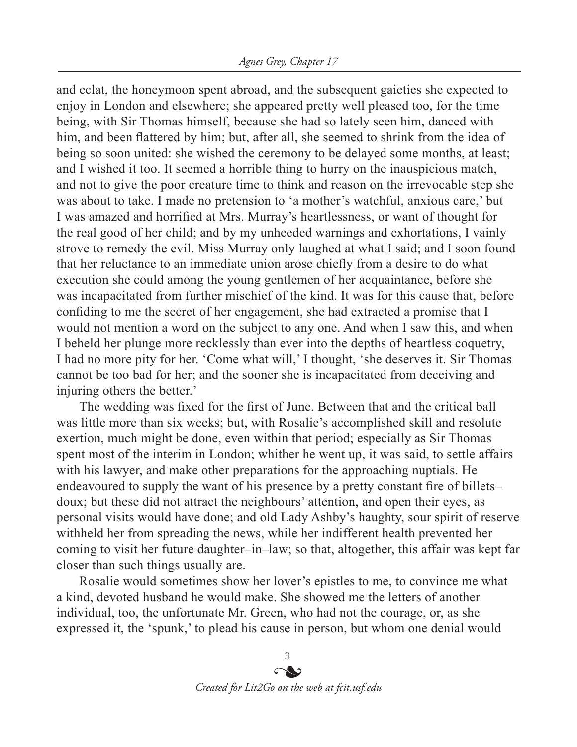and eclat, the honeymoon spent abroad, and the subsequent gaieties she expected to enjoy in London and elsewhere; she appeared pretty well pleased too, for the time being, with Sir Thomas himself, because she had so lately seen him, danced with him, and been flattered by him; but, after all, she seemed to shrink from the idea of being so soon united: she wished the ceremony to be delayed some months, at least; and I wished it too. It seemed a horrible thing to hurry on the inauspicious match, and not to give the poor creature time to think and reason on the irrevocable step she was about to take. I made no pretension to 'a mother's watchful, anxious care,' but I was amazed and horrified at Mrs. Murray's heartlessness, or want of thought for the real good of her child; and by my unheeded warnings and exhortations, I vainly strove to remedy the evil. Miss Murray only laughed at what I said; and I soon found that her reluctance to an immediate union arose chiefly from a desire to do what execution she could among the young gentlemen of her acquaintance, before she was incapacitated from further mischief of the kind. It was for this cause that, before confiding to me the secret of her engagement, she had extracted a promise that I would not mention a word on the subject to any one. And when I saw this, and when I beheld her plunge more recklessly than ever into the depths of heartless coquetry, I had no more pity for her. 'Come what will,' I thought, 'she deserves it. Sir Thomas cannot be too bad for her; and the sooner she is incapacitated from deceiving and injuring others the better.'

The wedding was fixed for the first of June. Between that and the critical ball was little more than six weeks; but, with Rosalie's accomplished skill and resolute exertion, much might be done, even within that period; especially as Sir Thomas spent most of the interim in London; whither he went up, it was said, to settle affairs with his lawyer, and make other preparations for the approaching nuptials. He endeavoured to supply the want of his presence by a pretty constant fire of billets–doux; but these did not attract the neighbours' attention, and open their eyes, as personal visits would have done; and old Lady Ashby's haughty, sour spirit of reserve withheld her from spreading the news, while her indifferent health prevented her coming to visit her future daughter–in–law; so that, altogether, this affair was kept far closer than such things usually are.

Rosalie would sometimes show her lover's epistles to me, to convince me what a kind, devoted husband he would make. She showed me the letters of another individual, too, the unfortunate Mr. Green, who had not the courage, or, as she expressed it, the 'spunk,' to plead his cause in person, but whom one denial would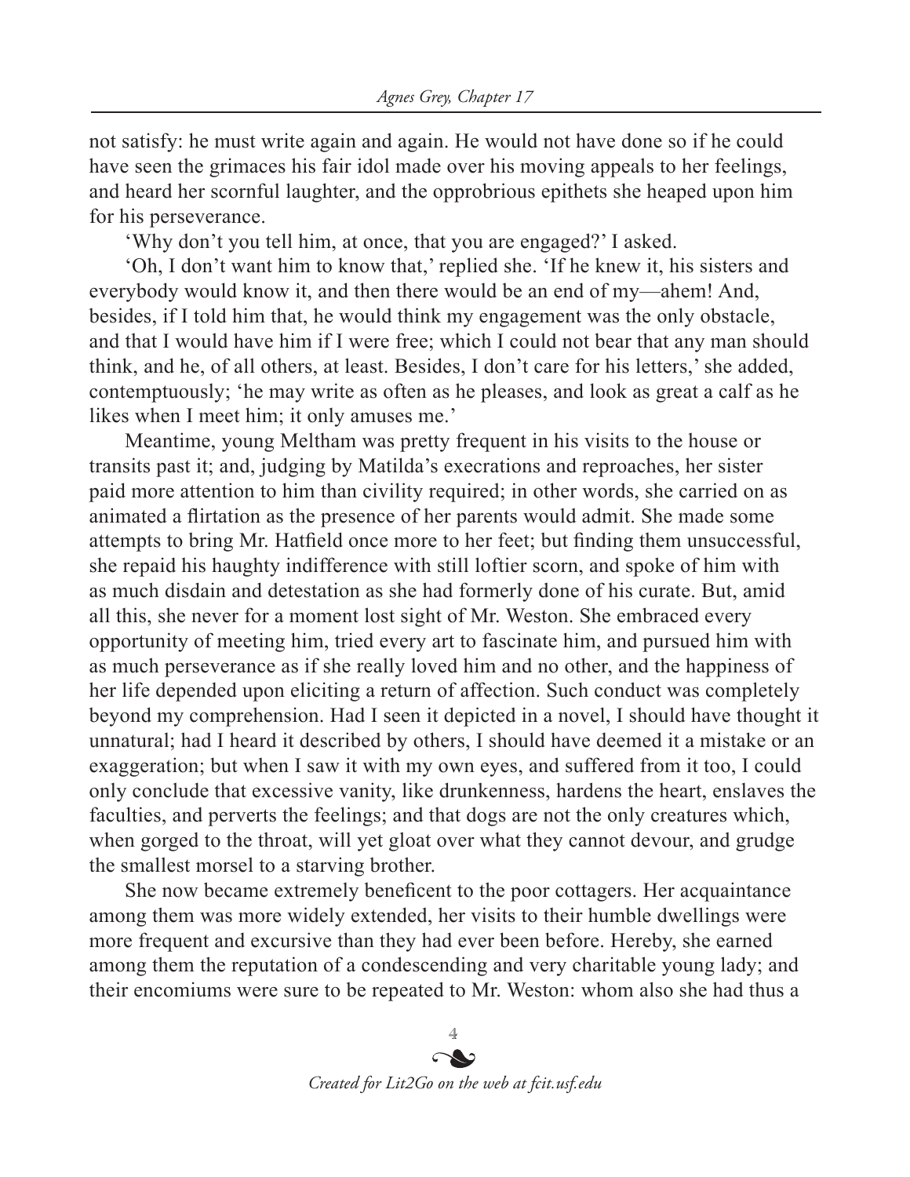not satisfy: he must write again and again. He would not have done so if he could have seen the grimaces his fair idol made over his moving appeals to her feelings, and heard her scornful laughter, and the opprobrious epithets she heaped upon him for his perseverance.

'Why don't you tell him, at once, that you are engaged?' I asked.

'Oh, I don't want him to know that,' replied she. 'If he knew it, his sisters and everybody would know it, and then there would be an end of my—ahem! And, besides, if I told him that, he would think my engagement was the only obstacle, and that I would have him if I were free; which I could not bear that any man should think, and he, of all others, at least. Besides, I don't care for his letters,' she added, contemptuously; 'he may write as often as he pleases, and look as great a calf as he likes when I meet him; it only amuses me.'

Meantime, young Meltham was pretty frequent in his visits to the house or transits past it; and, judging by Matilda's execrations and reproaches, her sister paid more attention to him than civility required; in other words, she carried on as animated a flirtation as the presence of her parents would admit. She made some attempts to bring Mr. Hatfield once more to her feet; but finding them unsuccessful, she repaid his haughty indifference with still loftier scorn, and spoke of him with as much disdain and detestation as she had formerly done of his curate. But, amid all this, she never for a moment lost sight of Mr. Weston. She embraced every opportunity of meeting him, tried every art to fascinate him, and pursued him with as much perseverance as if she really loved him and no other, and the happiness of her life depended upon eliciting a return of affection. Such conduct was completely beyond my comprehension. Had I seen it depicted in a novel, I should have thought it unnatural; had I heard it described by others, I should have deemed it a mistake or an exaggeration; but when I saw it with my own eyes, and suffered from it too, I could only conclude that excessive vanity, like drunkenness, hardens the heart, enslaves the faculties, and perverts the feelings; and that dogs are not the only creatures which, when gorged to the throat, will yet gloat over what they cannot devour, and grudge the smallest morsel to a starving brother.

She now became extremely beneficent to the poor cottagers. Her acquaintance among them was more widely extended, her visits to their humble dwellings were more frequent and excursive than they had ever been before. Hereby, she earned among them the reputation of a condescending and very charitable young lady; and their encomiums were sure to be repeated to Mr. Weston: whom also she had thus a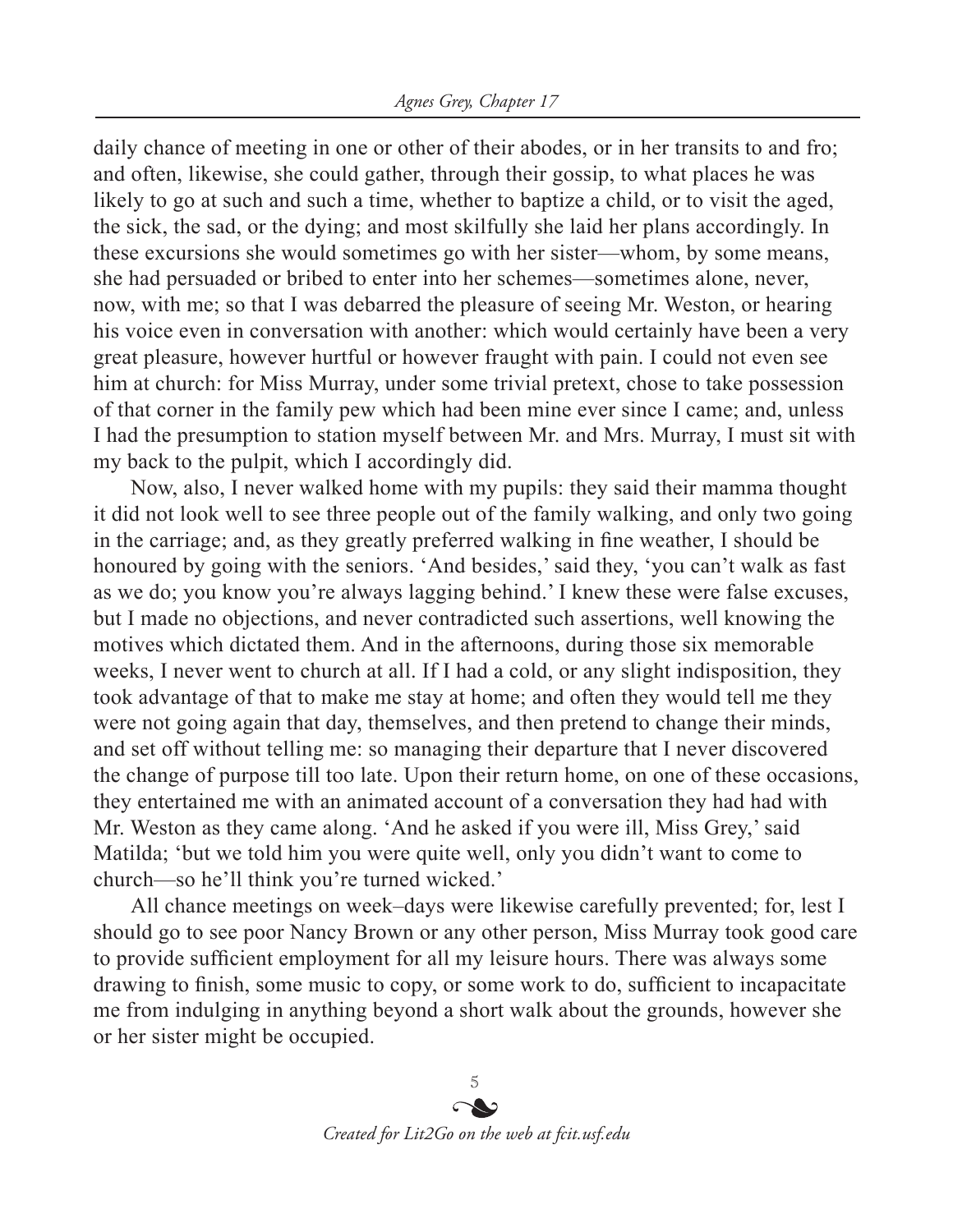daily chance of meeting in one or other of their abodes, or in her transits to and fro; and often, likewise, she could gather, through their gossip, to what places he was likely to go at such and such a time, whether to baptize a child, or to visit the aged, the sick, the sad, or the dying; and most skilfully she laid her plans accordingly. In these excursions she would sometimes go with her sister—whom, by some means, she had persuaded or bribed to enter into her schemes—sometimes alone, never, now, with me; so that I was debarred the pleasure of seeing Mr. Weston, or hearing his voice even in conversation with another: which would certainly have been a very great pleasure, however hurtful or however fraught with pain. I could not even see him at church: for Miss Murray, under some trivial pretext, chose to take possession of that corner in the family pew which had been mine ever since I came; and, unless I had the presumption to station myself between Mr. and Mrs. Murray, I must sit with my back to the pulpit, which I accordingly did.

Now, also, I never walked home with my pupils: they said their mamma thought it did not look well to see three people out of the family walking, and only two going in the carriage; and, as they greatly preferred walking in fine weather, I should be honoured by going with the seniors. 'And besides,' said they, 'you can't walk as fast as we do; you know you're always lagging behind.' I knew these were false excuses, but I made no objections, and never contradicted such assertions, well knowing the motives which dictated them. And in the afternoons, during those six memorable weeks, I never went to church at all. If I had a cold, or any slight indisposition, they took advantage of that to make me stay at home; and often they would tell me they were not going again that day, themselves, and then pretend to change their minds, and set off without telling me: so managing their departure that I never discovered the change of purpose till too late. Upon their return home, on one of these occasions, they entertained me with an animated account of a conversation they had had with Mr. Weston as they came along. 'And he asked if you were ill, Miss Grey,' said Matilda; 'but we told him you were quite well, only you didn't want to come to church—so he'll think you're turned wicked.'

All chance meetings on week–days were likewise carefully prevented; for, lest I should go to see poor Nancy Brown or any other person, Miss Murray took good care to provide sufficient employment for all my leisure hours. There was always some drawing to finish, some music to copy, or some work to do, sufficient to incapacitate me from indulging in anything beyond a short walk about the grounds, however she or her sister might be occupied.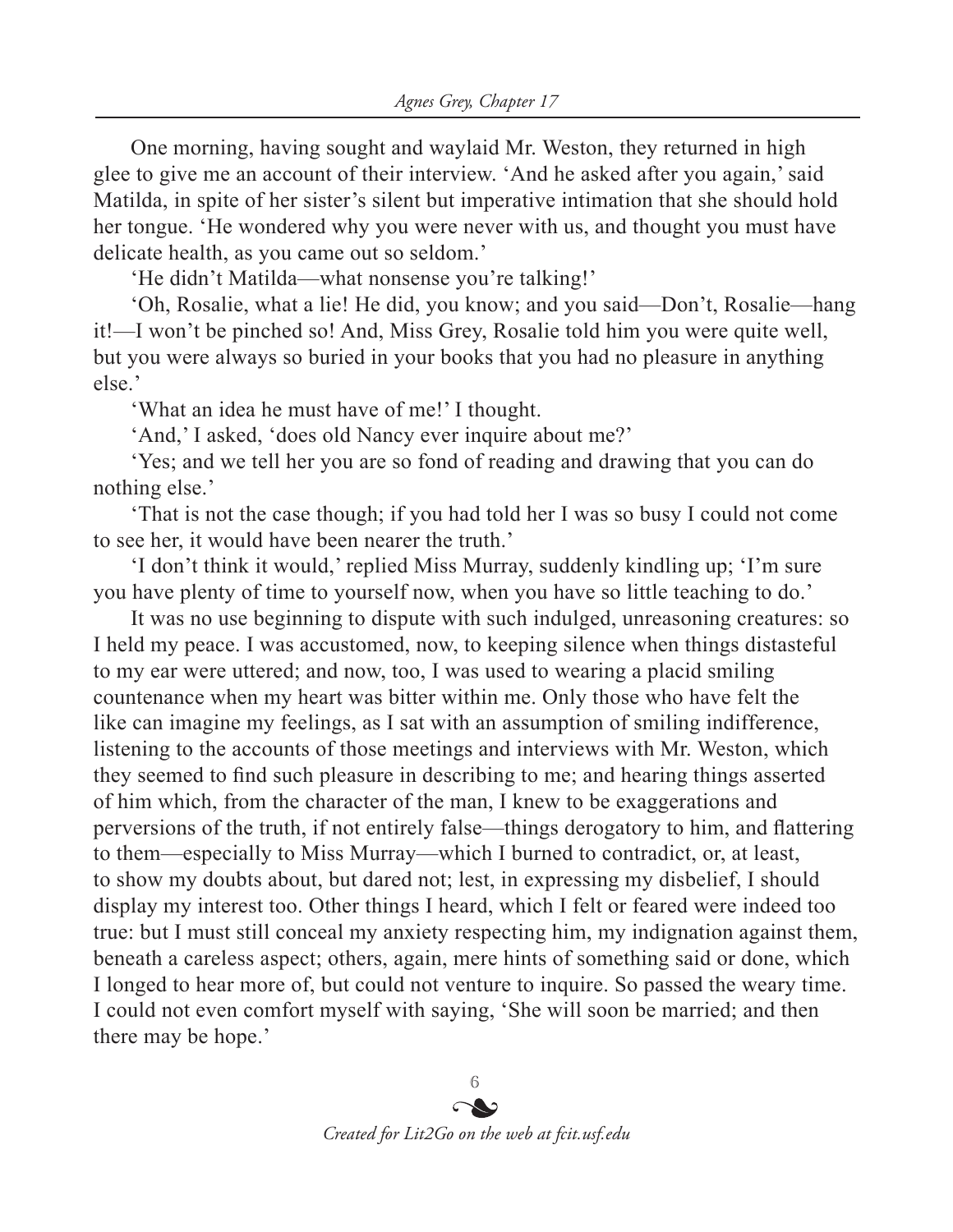One morning, having sought and waylaid Mr. Weston, they returned in high glee to give me an account of their interview. 'And he asked after you again,' said Matilda, in spite of her sister's silent but imperative intimation that she should hold her tongue. 'He wondered why you were never with us, and thought you must have delicate health, as you came out so seldom.'

'He didn't Matilda—what nonsense you're talking!'

'Oh, Rosalie, what a lie! He did, you know; and you said—Don't, Rosalie—hang it!—I won't be pinched so! And, Miss Grey, Rosalie told him you were quite well, but you were always so buried in your books that you had no pleasure in anything else.'

'What an idea he must have of me!' I thought.

'And,' I asked, 'does old Nancy ever inquire about me?'

'Yes; and we tell her you are so fond of reading and drawing that you can do nothing else.'

'That is not the case though; if you had told her I was so busy I could not come to see her, it would have been nearer the truth.'

'I don't think it would,' replied Miss Murray, suddenly kindling up; 'I'm sure you have plenty of time to yourself now, when you have so little teaching to do.'

It was no use beginning to dispute with such indulged, unreasoning creatures: so I held my peace. I was accustomed, now, to keeping silence when things distasteful to my ear were uttered; and now, too, I was used to wearing a placid smiling countenance when my heart was bitter within me. Only those who have felt the like can imagine my feelings, as I sat with an assumption of smiling indifference, listening to the accounts of those meetings and interviews with Mr. Weston, which they seemed to find such pleasure in describing to me; and hearing things asserted of him which, from the character of the man, I knew to be exaggerations and perversions of the truth, if not entirely false—things derogatory to him, and flattering to them—especially to Miss Murray—which I burned to contradict, or, at least, to show my doubts about, but dared not; lest, in expressing my disbelief, I should display my interest too. Other things I heard, which I felt or feared were indeed too true: but I must still conceal my anxiety respecting him, my indignation against them, beneath a careless aspect; others, again, mere hints of something said or done, which I longed to hear more of, but could not venture to inquire. So passed the weary time. I could not even comfort myself with saying, 'She will soon be married; and then there may be hope.'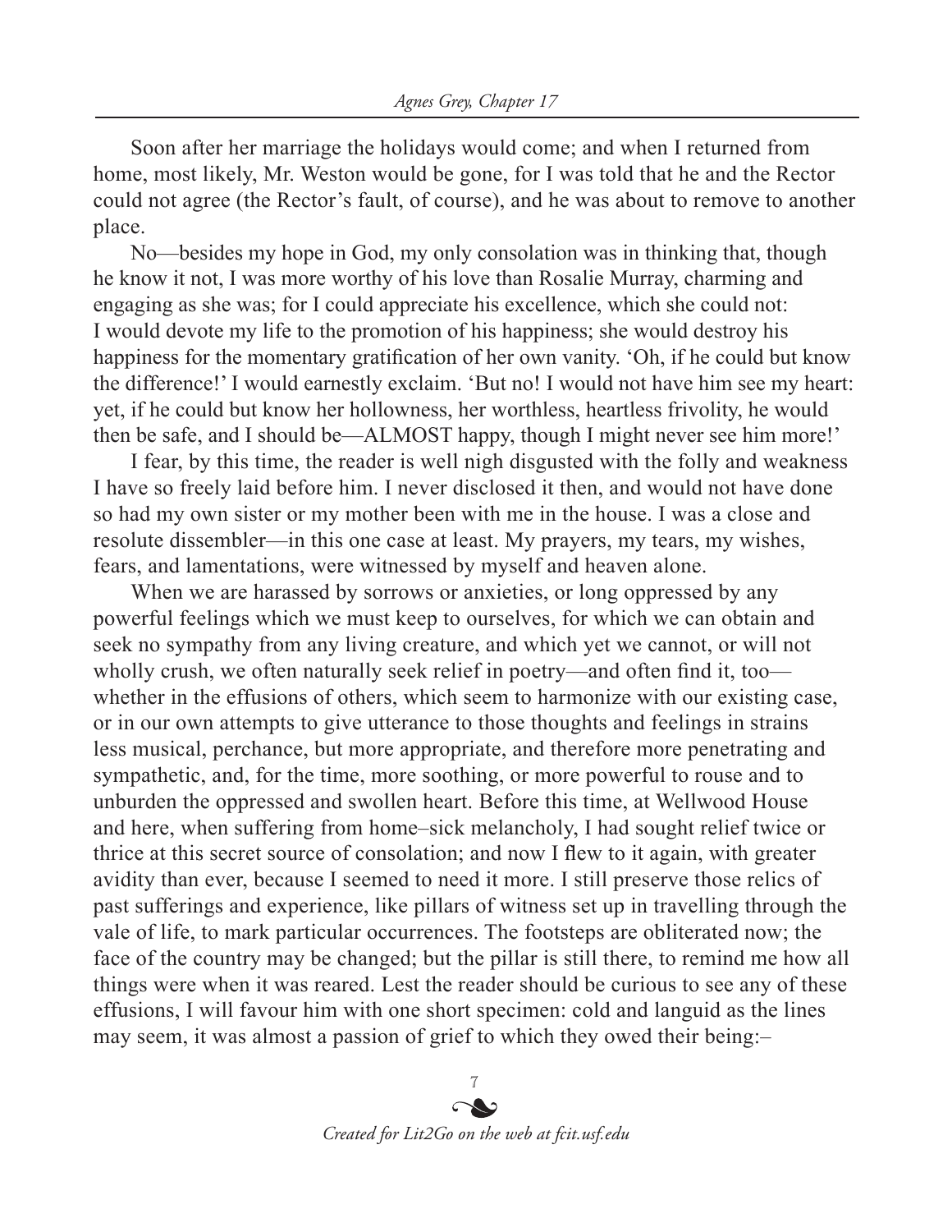Soon after her marriage the holidays would come; and when I returned from home, most likely, Mr. Weston would be gone, for I was told that he and the Rector could not agree (the Rector's fault, of course), and he was about to remove to another place.

No—besides my hope in God, my only consolation was in thinking that, though he know it not, I was more worthy of his love than Rosalie Murray, charming and engaging as she was; for I could appreciate his excellence, which she could not: I would devote my life to the promotion of his happiness; she would destroy his happiness for the momentary gratification of her own vanity. 'Oh, if he could but know the difference!' I would earnestly exclaim. 'But no! I would not have him see my heart: yet, if he could but know her hollowness, her worthless, heartless frivolity, he would then be safe, and I should be—ALMOST happy, though I might never see him more!'

I fear, by this time, the reader is well nigh disgusted with the folly and weakness I have so freely laid before him. I never disclosed it then, and would not have done so had my own sister or my mother been with me in the house. I was a close and resolute dissembler—in this one case at least. My prayers, my tears, my wishes, fears, and lamentations, were witnessed by myself and heaven alone.

When we are harassed by sorrows or anxieties, or long oppressed by any powerful feelings which we must keep to ourselves, for which we can obtain and seek no sympathy from any living creature, and which yet we cannot, or will not wholly crush, we often naturally seek relief in poetry—and often find it, too—whether in the effusions of others, which seem to harmonize with our existing case, or in our own attempts to give utterance to those thoughts and feelings in strains less musical, perchance, but more appropriate, and therefore more penetrating and sympathetic, and, for the time, more soothing, or more powerful to rouse and to unburden the oppressed and swollen heart. Before this time, at Wellwood House and here, when suffering from home–sick melancholy, I had sought relief twice or thrice at this secret source of consolation; and now I flew to it again, with greater avidity than ever, because I seemed to need it more. I still preserve those relics of past sufferings and experience, like pillars of witness set up in travelling through the vale of life, to mark particular occurrences. The footsteps are obliterated now; the face of the country may be changed; but the pillar is still there, to remind me how all things were when it was reared. Lest the reader should be curious to see any of these effusions, I will favour him with one short specimen: cold and languid as the lines may seem, it was almost a passion of grief to which they owed their being:–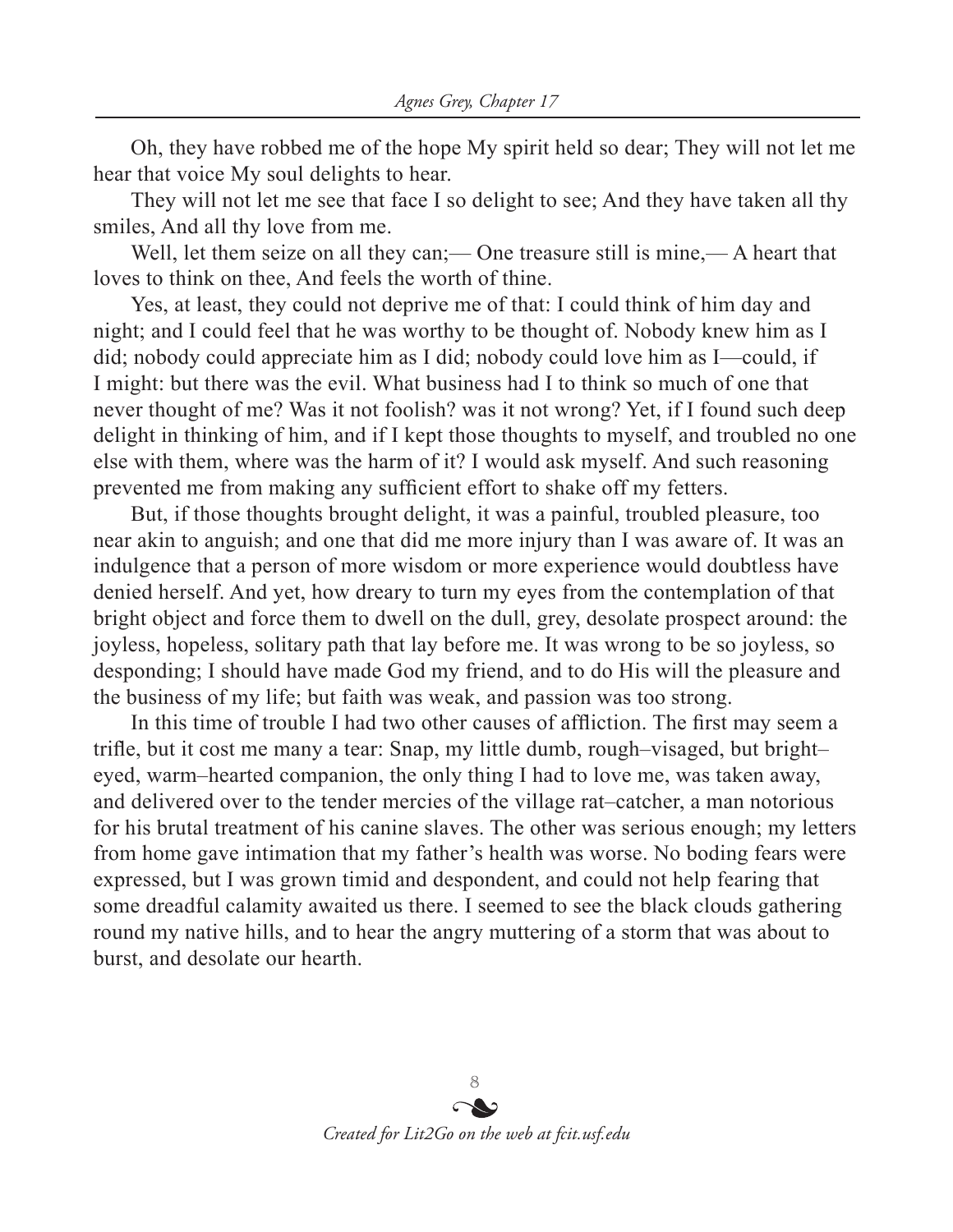Oh, they have robbed me of the hope My spirit held so dear; They will not let me hear that voice My soul delights to hear.

They will not let me see that face I so delight to see; And they have taken all thy smiles, And all thy love from me.

Well, let them seize on all they can;— One treasure still is mine,— A heart that loves to think on thee, And feels the worth of thine.

Yes, at least, they could not deprive me of that: I could think of him day and night; and I could feel that he was worthy to be thought of. Nobody knew him as I did; nobody could appreciate him as I did; nobody could love him as I—could, if I might: but there was the evil. What business had I to think so much of one that never thought of me? Was it not foolish? was it not wrong? Yet, if I found such deep delight in thinking of him, and if I kept those thoughts to myself, and troubled no one else with them, where was the harm of it? I would ask myself. And such reasoning prevented me from making any sufficient effort to shake off my fetters.

But, if those thoughts brought delight, it was a painful, troubled pleasure, too near akin to anguish; and one that did me more injury than I was aware of. It was an indulgence that a person of more wisdom or more experience would doubtless have denied herself. And yet, how dreary to turn my eyes from the contemplation of that bright object and force them to dwell on the dull, grey, desolate prospect around: the joyless, hopeless, solitary path that lay before me. It was wrong to be so joyless, so desponding; I should have made God my friend, and to do His will the pleasure and the business of my life; but faith was weak, and passion was too strong.

In this time of trouble I had two other causes of affliction. The first may seem a trifle, but it cost me many a tear: Snap, my little dumb, rough–visaged, but bright–eyed, warm–hearted companion, the only thing I had to love me, was taken away, and delivered over to the tender mercies of the village rat–catcher, a man notorious for his brutal treatment of his canine slaves. The other was serious enough; my letters from home gave intimation that my father's health was worse. No boding fears were expressed, but I was grown timid and despondent, and could not help fearing that some dreadful calamity awaited us there. I seemed to see the black clouds gathering round my native hills, and to hear the angry muttering of a storm that was about to burst, and desolate our hearth.